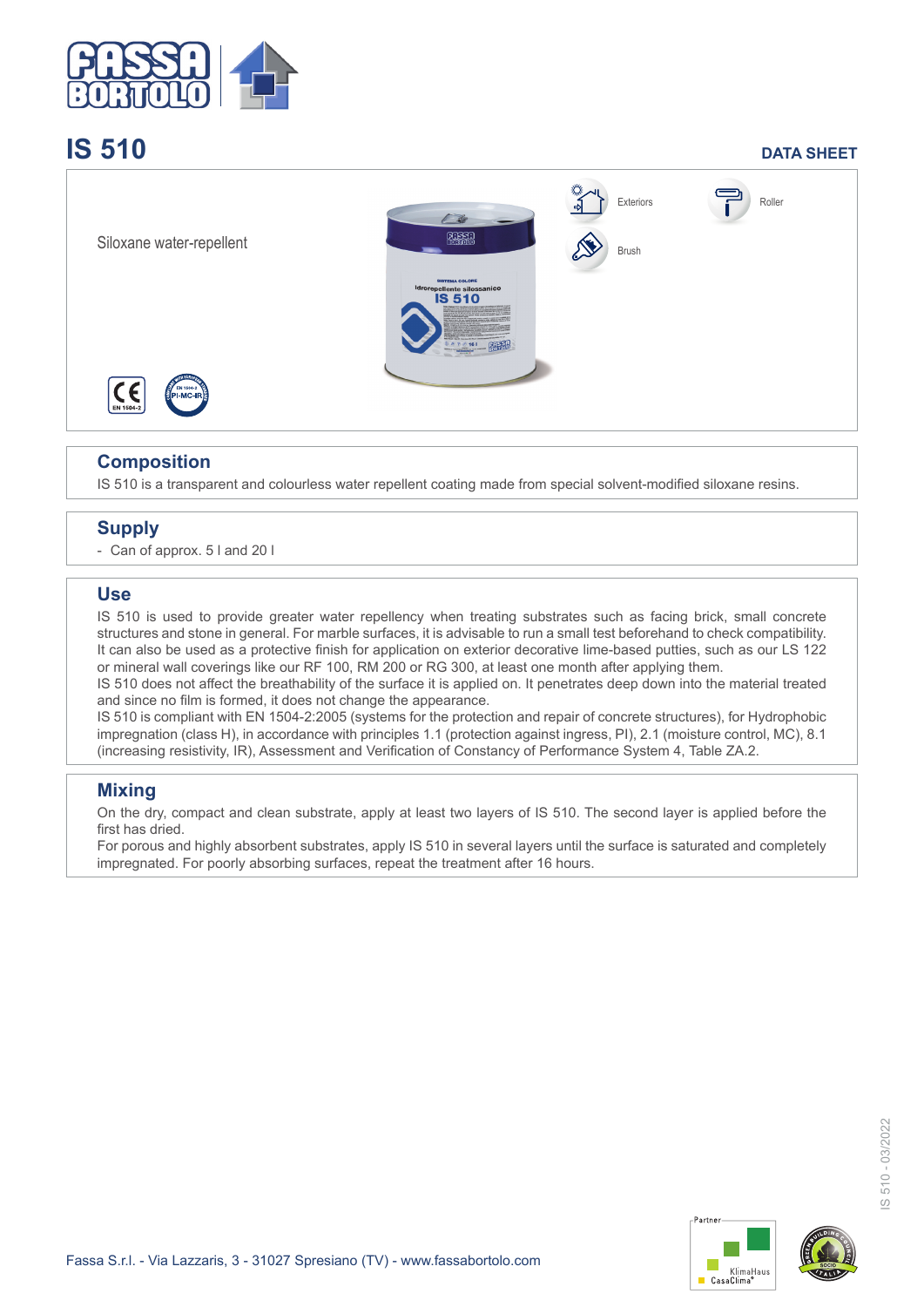# IS 510

**DATA SHEET**

Siloxane water-repellent

Exteriors

Roller

Brush

## Composition

IS 510 is a transparent and colourless water repellent coating made from special solvent-modified siloxane resins.

## Supply

- Can of approx. 5 l and 20 l

## Use

IS 510 is used to provide greater water repellency when treating substrates such as facing brick, small concrete structures and stone in general. For marble surfaces, it is advisable to run a small test beforehand to check compatibility. It can also be used as a protective finish for application on exterior decorative lime-based putties, such as our LS 122 or mineral wall coverings like our RF 100, RM 200 or RG 300, at least one month after applying them.

IS 510 does not affect the breathability of the surface it is applied on. It penetrates deep down into the material treated and since no film is formed, it does not change the appearance.

IS 510 is compliant with EN 1504-2:2005 (systems for the protection and repair of concrete structures), for Hydrophobic impregnation (class H), in accordance with principles 1.1 (protection against ingress, PI), 2.1 (moisture control, MC), 8.1 (increasing resistivity, IR), Assessment and Verification of Constancy of Performance System 4, Table ZA.2.

## Mixing

On the dry, compact and clean substrate, apply at least two layers of IS 510. The second layer is applied before the first has dried.

For porous and highly absorbent substrates, apply IS 510 in several layers until the surface is saturated and completely impregnated. For poorly absorbing surfaces, repeat the treatment after 16 hours.

Fassa S.r.l. - Via Lazzaris, 3 - 31027 Spresiano (TV) - www.fassabortolo.com

IS 510 - 03/2022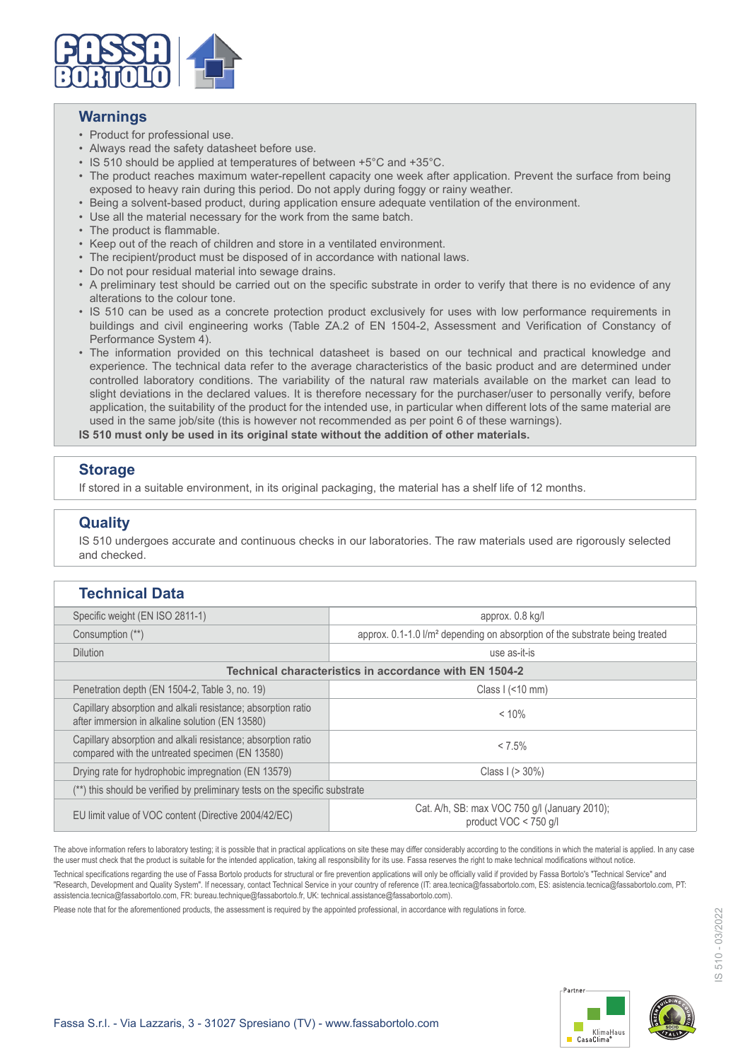## Warnings

- Product for professional use.
- Always read the safety datasheet before use.
- IS 510 should be applied at temperatures of between +5°C and +35°C.
- The product reaches maximum water-repellent capacity one week after application. Prevent the surface from being exposed to heavy rain during this period. Do not apply during foggy or rainy weather.
- Being a solvent-based product, during application ensure adequate ventilation of the environment.
- Use all the material necessary for the work from the same batch.
- The product is flammable.
- Keep out of the reach of children and store in a ventilated environment.
- The recipient/product must be disposed of in accordance with national laws.
- Do not pour residual material into sewage drains.
- A preliminary test should be carried out on the specific substrate in order to verify that there is no evidence of any alterations to the colour tone.
- IS 510 can be used as a concrete protection product exclusively for uses with low performance requirements in buildings and civil engineering works (Table ZA.2 of EN 1504-2, Assessment and Verification of Constancy of Performance System 4).
- The information provided on this technical datasheet is based on our technical and practical knowledge and experience. The technical data refer to the average characteristics of the basic product and are determined under controlled laboratory conditions. The variability of the natural raw materials available on the market can lead to slight deviations in the declared values. It is therefore necessary for the purchaser/user to personally verify, before application, the suitability of the product for the intended use, in particular when different lots of the same material are used in the same job/site (this is however not recommended as per point 6 of these warnings).

**IS 510 must only be used in its original state without the addition of other materials.**

## Storage

If stored in a suitable environment, in its original packaging, the material has a shelf life of 12 months.

## Quality

IS 510 undergoes accurate and continuous checks in our laboratories. The raw materials used are rigorously selected and checked.

## Technical Data

| | |
|---|---|
| Specific weight (EN ISO 2811-1) | approx. 0.8 kg/l |
| Consumption (**) | approx. 0.1-1.0 l/m² depending on absorption of the substrate being treated |
| Dilution | use as-it-is |
| **Technical characteristics in accordance with EN 1504-2** | |
| Penetration depth (EN 1504-2, Table 3, no. 19) | Class I (<10 mm) |
| Capillary absorption and alkali resistance; absorption ratio after immersion in alkaline solution (EN 13580) | < 10% |
| Capillary absorption and alkali resistance; absorption ratio compared with the untreated specimen (EN 13580) | < 7.5% |
| Drying rate for hydrophobic impregnation (EN 13579) | Class I (> 30%) |
| (**) this should be verified by preliminary tests on the specific substrate | |
| EU limit value of VOC content (Directive 2004/42/EC) | Cat. A/h, SB: max VOC 750 g/l (January 2010); product VOC < 750 g/l |

The above information refers to laboratory testing; it is possible that in practical applications on site these may differ considerably according to the conditions in which the material is applied. In any case the user must check that the product is suitable for the intended application, taking all responsibility for its use. Fassa reserves the right to make technical modifications without notice.

Technical specifications regarding the use of Fassa Bortolo products for structural or fire prevention applications will only be officially valid if provided by Fassa Bortolo's "Technical Service" and "Research, Development and Quality System". If necessary, contact Technical Service in your country of reference (IT: area.tecnica@fassabortolo.com, ES: asistencia.tecnica@fassabortolo.com, PT: assistencia.tecnica@fassabortolo.com, FR: bureau.technique@fassabortolo.fr, UK: technical.assistance@fassabortolo.com).

Please note that for the aforementioned products, the assessment is required by the appointed professional, in accordance with regulations in force.

IS 510 - 03/2022

Fassa S.r.l. - Via Lazzaris, 3 - 31027 Spresiano (TV) - www.fassabortolo.com